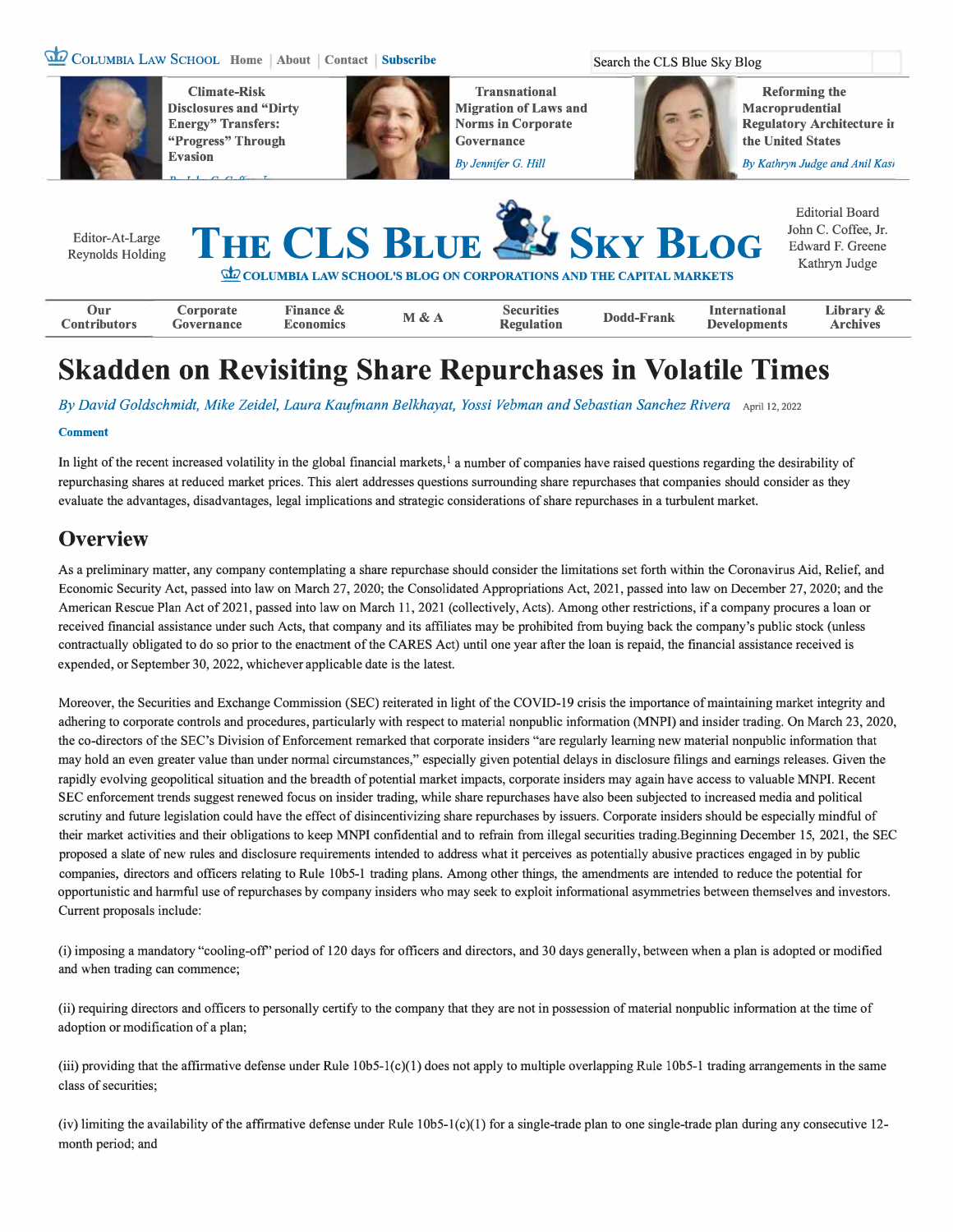# Skadden on Revisiting Share Repurchases in Volatile Times

*By David Goldschmidt, Mike Zeidel, Laura Kaufmann Belkhayat, Yossi Vebman and Sebastian Sanchez Rivera* April 12, 2022

In light of the recent increased volatility in the global financial markets,[1] a number of companies have raised questions regarding the desirability of repurchasing shares at reduced market prices. This alert addresses questions surrounding share repurchases that companies should consider as they evaluate the advantages, disadvantages, legal implications and strategic considerations of share repurchases in a turbulent market.

## Overview

As a preliminary matter, any company contemplating a share repurchase should consider the limitations set forth within the Coronavirus Aid, Relief, and Economic Security Act, passed into law on March 27, 2020; the Consolidated Appropriations Act, 2021, passed into law on December 27, 2020; and the American Rescue Plan Act of 2021, passed into law on March 11, 2021 (collectively, Acts). Among other restrictions, if a company procures a loan or received financial assistance under such Acts, that company and its affiliates may be prohibited from buying back the company's public stock (unless contractually obligated to do so prior to the enactment of the CARES Act) until one year after the loan is repaid, the financial assistance received is expended, or September 30, 2022, whichever applicable date is the latest.

Moreover, the Securities and Exchange Commission (SEC) reiterated in light of the COVID-19 crisis the importance of maintaining market integrity and adhering to corporate controls and procedures, particularly with respect to material nonpublic information (MNPI) and insider trading. On March 23, 2020, the co-directors of the SEC's Division of Enforcement remarked that corporate insiders "are regularly learning new material nonpublic information that may hold an even greater value than under normal circumstances," especially given potential delays in disclosure filings and earnings releases. Given the rapidly evolving geopolitical situation and the breadth of potential market impacts, corporate insiders may again have access to valuable MNPI. Recent SEC enforcement trends suggest renewed focus on insider trading, while share repurchases have also been subjected to increased media and political scrutiny and future legislation could have the effect of disincentivizing share repurchases by issuers. Corporate insiders should be especially mindful of their market activities and their obligations to keep MNPI confidential and to refrain from illegal securities trading.Beginning December 15, 2021, the SEC proposed a slate of new rules and disclosure requirements intended to address what it perceives as potentially abusive practices engaged in by public companies, directors and officers relating to Rule 10b5-1 trading plans. Among other things, the amendments are intended to reduce the potential for opportunistic and harmful use of repurchases by company insiders who may seek to exploit informational asymmetries between themselves and investors. Current proposals include:

(i) imposing a mandatory "cooling-off" period of 120 days for officers and directors, and 30 days generally, between when a plan is adopted or modified and when trading can commence;

(ii) requiring directors and officers to personally certify to the company that they are not in possession of material nonpublic information at the time of adoption or modification of a plan;

(iii) providing that the affirmative defense under Rule 10b5-1(c)(1) does not apply to multiple overlapping Rule 10b5-1 trading arrangements in the same class of securities;

(iv) limiting the availability of the affirmative defense under Rule 10b5-1(c)(1) for a single-trade plan to one single-trade plan during any consecutive 12-month period; and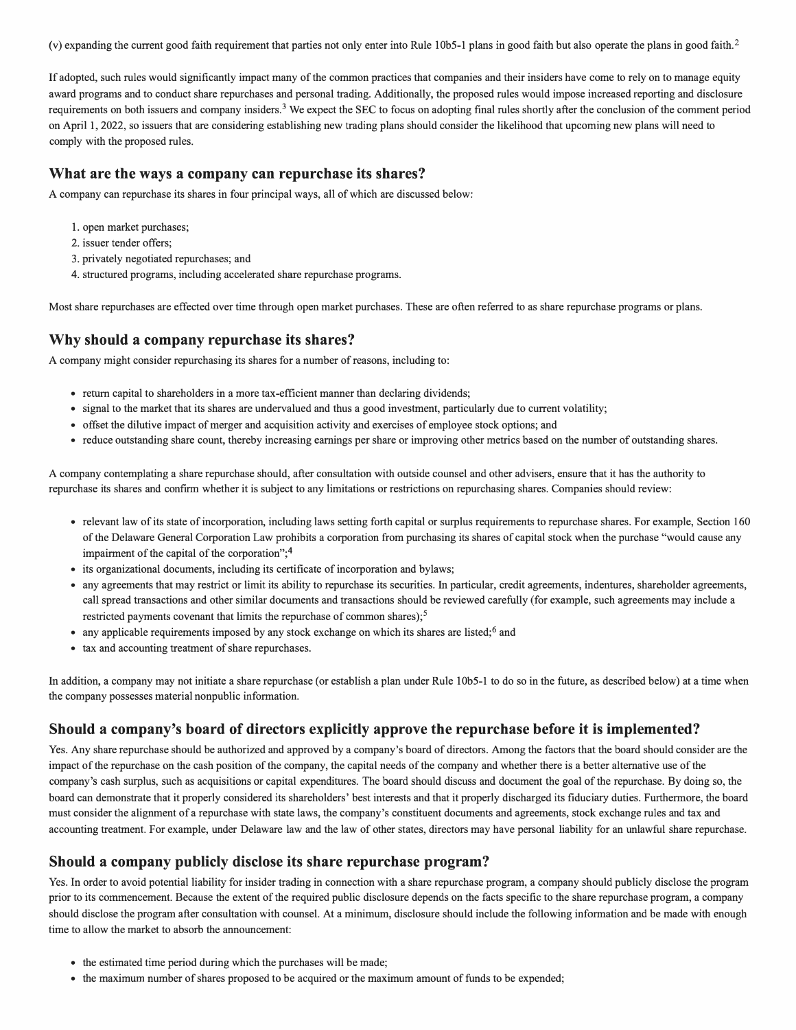(v) expanding the current good faith requirement that parties not only enter into Rule 10b5-1 plans in good faith but also operate the plans in good faith.[2]

If adopted, such rules would significantly impact many of the common practices that companies and their insiders have come to rely on to manage equity award programs and to conduct share repurchases and personal trading. Additionally, the proposed rules would impose increased reporting and disclosure requirements on both issuers and company insiders.[3] We expect the SEC to focus on adopting final rules shortly after the conclusion of the comment period on April 1, 2022, so issuers that are considering establishing new trading plans should consider the likelihood that upcoming new plans will need to comply with the proposed rules.

## What are the ways a company can repurchase its shares?

A company can repurchase its shares in four principal ways, all of which are discussed below:

1. open market purchases;
2. issuer tender offers;
3. privately negotiated repurchases; and
4. structured programs, including accelerated share repurchase programs.

Most share repurchases are effected over time through open market purchases. These are often referred to as share repurchase programs or plans.

## Why should a company repurchase its shares?

A company might consider repurchasing its shares for a number of reasons, including to:

- return capital to shareholders in a more tax-efficient manner than declaring dividends;
- signal to the market that its shares are undervalued and thus a good investment, particularly due to current volatility;
- offset the dilutive impact of merger and acquisition activity and exercises of employee stock options; and
- reduce outstanding share count, thereby increasing earnings per share or improving other metrics based on the number of outstanding shares.

A company contemplating a share repurchase should, after consultation with outside counsel and other advisers, ensure that it has the authority to repurchase its shares and confirm whether it is subject to any limitations or restrictions on repurchasing shares. Companies should review:

- relevant law of its state of incorporation, including laws setting forth capital or surplus requirements to repurchase shares. For example, Section 160 of the Delaware General Corporation Law prohibits a corporation from purchasing its shares of capital stock when the purchase "would cause any impairment of the capital of the corporation";[4]
- its organizational documents, including its certificate of incorporation and bylaws;
- any agreements that may restrict or limit its ability to repurchase its securities. In particular, credit agreements, indentures, shareholder agreements, call spread transactions and other similar documents and transactions should be reviewed carefully (for example, such agreements may include a restricted payments covenant that limits the repurchase of common shares);[5]
- any applicable requirements imposed by any stock exchange on which its shares are listed;[6] and
- tax and accounting treatment of share repurchases.

In addition, a company may not initiate a share repurchase (or establish a plan under Rule 10b5-1 to do so in the future, as described below) at a time when the company possesses material nonpublic information.

## Should a company's board of directors explicitly approve the repurchase before it is implemented?

Yes. Any share repurchase should be authorized and approved by a company's board of directors. Among the factors that the board should consider are the impact of the repurchase on the cash position of the company, the capital needs of the company and whether there is a better alternative use of the company's cash surplus, such as acquisitions or capital expenditures. The board should discuss and document the goal of the repurchase. By doing so, the board can demonstrate that it properly considered its shareholders' best interests and that it properly discharged its fiduciary duties. Furthermore, the board must consider the alignment of a repurchase with state laws, the company's constituent documents and agreements, stock exchange rules and tax and accounting treatment. For example, under Delaware law and the law of other states, directors may have personal liability for an unlawful share repurchase.

## Should a company publicly disclose its share repurchase program?

Yes. In order to avoid potential liability for insider trading in connection with a share repurchase program, a company should publicly disclose the program prior to its commencement. Because the extent of the required public disclosure depends on the facts specific to the share repurchase program, a company should disclose the program after consultation with counsel. At a minimum, disclosure should include the following information and be made with enough time to allow the market to absorb the announcement:

- the estimated time period during which the purchases will be made;
- the maximum number of shares proposed to be acquired or the maximum amount of funds to be expended;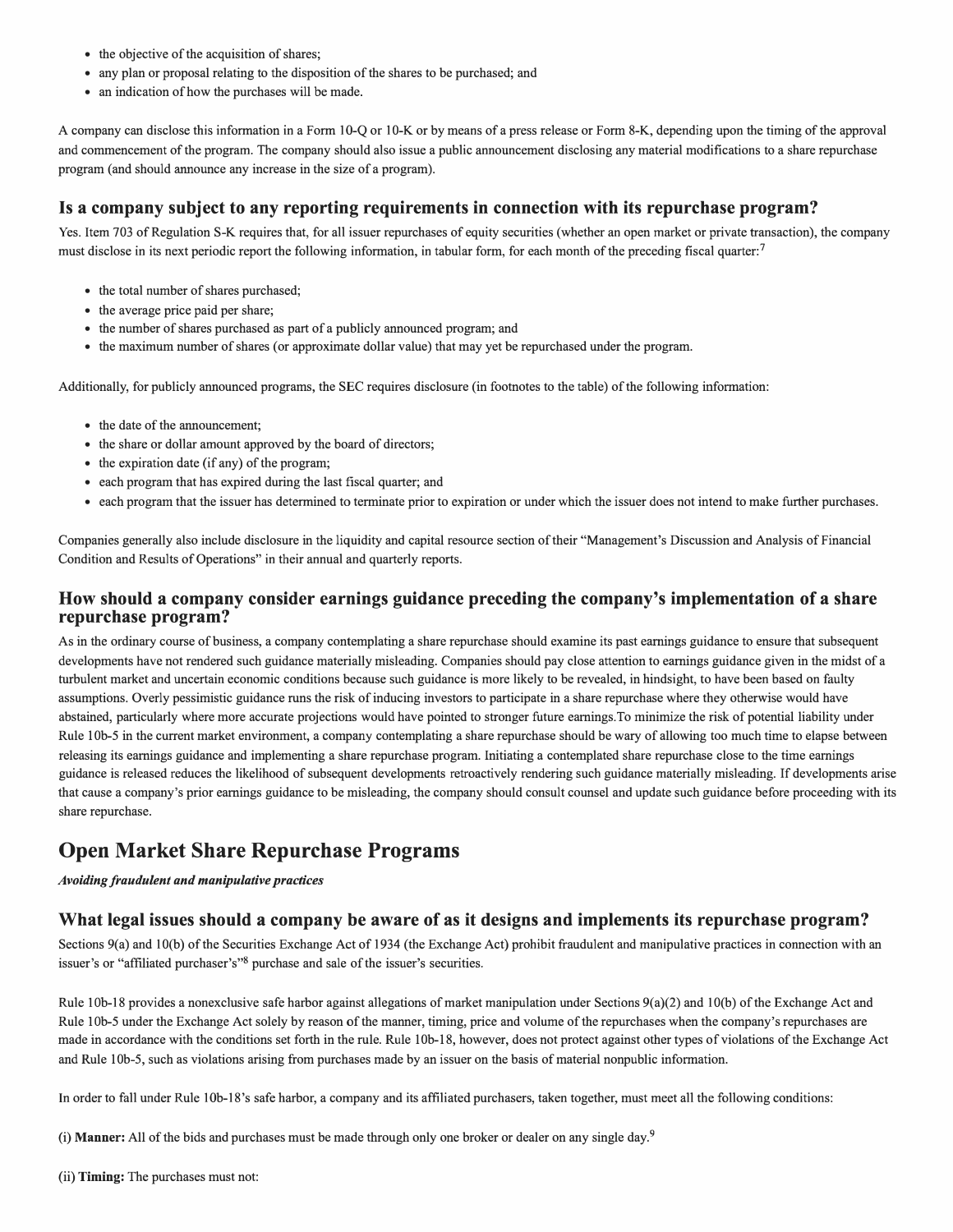- the objective of the acquisition of shares;
- any plan or proposal relating to the disposition of the shares to be purchased; and
- an indication of how the purchases will be made.

A company can disclose this information in a Form 10-Q or 10-K or by means of a press release or Form 8-K, depending upon the timing of the approval and commencement of the program. The company should also issue a public announcement disclosing any material modifications to a share repurchase program (and should announce any increase in the size of a program).

### Is a company subject to any reporting requirements in connection with its repurchase program?

Yes. Item 703 of Regulation S-K requires that, for all issuer repurchases of equity securities (whether an open market or private transaction), the company must disclose in its next periodic report the following information, in tabular form, for each month of the preceding fiscal quarter:[7]

- the total number of shares purchased;
- the average price paid per share;
- the number of shares purchased as part of a publicly announced program; and
- the maximum number of shares (or approximate dollar value) that may yet be repurchased under the program.

Additionally, for publicly announced programs, the SEC requires disclosure (in footnotes to the table) of the following information:

- the date of the announcement;
- the share or dollar amount approved by the board of directors;
- the expiration date (if any) of the program;
- each program that has expired during the last fiscal quarter; and
- each program that the issuer has determined to terminate prior to expiration or under which the issuer does not intend to make further purchases.

Companies generally also include disclosure in the liquidity and capital resource section of their "Management's Discussion and Analysis of Financial Condition and Results of Operations" in their annual and quarterly reports.

### How should a company consider earnings guidance preceding the company's implementation of a share repurchase program?

As in the ordinary course of business, a company contemplating a share repurchase should examine its past earnings guidance to ensure that subsequent developments have not rendered such guidance materially misleading. Companies should pay close attention to earnings guidance given in the midst of a turbulent market and uncertain economic conditions because such guidance is more likely to be revealed, in hindsight, to have been based on faulty assumptions. Overly pessimistic guidance runs the risk of inducing investors to participate in a share repurchase where they otherwise would have abstained, particularly where more accurate projections would have pointed to stronger future earnings.To minimize the risk of potential liability under Rule 10b-5 in the current market environment, a company contemplating a share repurchase should be wary of allowing too much time to elapse between releasing its earnings guidance and implementing a share repurchase program. Initiating a contemplated share repurchase close to the time earnings guidance is released reduces the likelihood of subsequent developments retroactively rendering such guidance materially misleading. If developments arise that cause a company's prior earnings guidance to be misleading, the company should consult counsel and update such guidance before proceeding with its share repurchase.

## Open Market Share Repurchase Programs

***Avoiding fraudulent and manipulative practices***

### What legal issues should a company be aware of as it designs and implements its repurchase program?

Sections 9(a) and 10(b) of the Securities Exchange Act of 1934 (the Exchange Act) prohibit fraudulent and manipulative practices in connection with an issuer's or "affiliated purchaser's"[8] purchase and sale of the issuer's securities.

Rule 10b-18 provides a nonexclusive safe harbor against allegations of market manipulation under Sections 9(a)(2) and 10(b) of the Exchange Act and Rule 10b-5 under the Exchange Act solely by reason of the manner, timing, price and volume of the repurchases when the company's repurchases are made in accordance with the conditions set forth in the rule. Rule 10b-18, however, does not protect against other types of violations of the Exchange Act and Rule 10b-5, such as violations arising from purchases made by an issuer on the basis of material nonpublic information.

In order to fall under Rule 10b-18's safe harbor, a company and its affiliated purchasers, taken together, must meet all the following conditions:

(i) **Manner:** All of the bids and purchases must be made through only one broker or dealer on any single day.[9]

(ii) **Timing:** The purchases must not: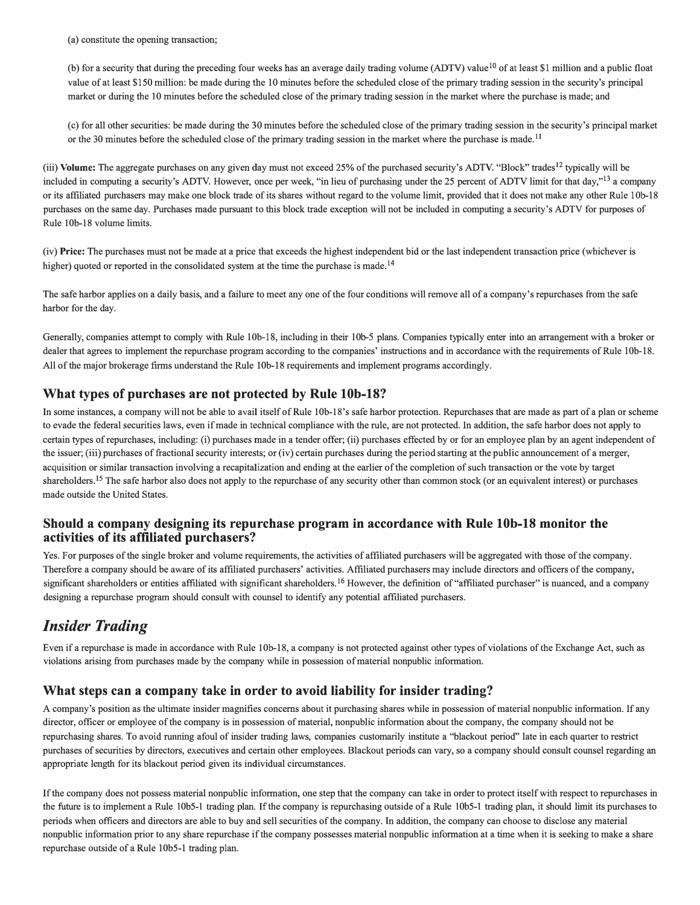(a) constitute the opening transaction;

(b) for a security that during the preceding four weeks has an average daily trading volume (ADTV) value[10] of at least $1 million and a public float value of at least $150 million: be made during the 10 minutes before the scheduled close of the primary trading session in the security's principal market or during the 10 minutes before the scheduled close of the primary trading session in the market where the purchase is made; and

(c) for all other securities: be made during the 30 minutes before the scheduled close of the primary trading session in the security's principal market or the 30 minutes before the scheduled close of the primary trading session in the market where the purchase is made.[11]

(iii) **Volume:** The aggregate purchases on any given day must not exceed 25% of the purchased security's ADTV. "Block" trades[12] typically will be included in computing a security's ADTV. However, once per week, "in lieu of purchasing under the 25 percent of ADTV limit for that day,"[13] a company or its affiliated purchasers may make one block trade of its shares without regard to the volume limit, provided that it does not make any other Rule 10b-18 purchases on the same day. Purchases made pursuant to this block trade exception will not be included in computing a security's ADTV for purposes of Rule 10b-18 volume limits.

(iv) **Price:** The purchases must not be made at a price that exceeds the highest independent bid or the last independent transaction price (whichever is higher) quoted or reported in the consolidated system at the time the purchase is made.[14]

The safe harbor applies on a daily basis, and a failure to meet any one of the four conditions will remove all of a company's repurchases from the safe harbor for the day.

Generally, companies attempt to comply with Rule 10b-18, including in their 10b-5 plans. Companies typically enter into an arrangement with a broker or dealer that agrees to implement the repurchase program according to the companies' instructions and in accordance with the requirements of Rule 10b-18. All of the major brokerage firms understand the Rule 10b-18 requirements and implement programs accordingly.

### What types of purchases are not protected by Rule 10b-18?

In some instances, a company will not be able to avail itself of Rule 10b-18's safe harbor protection. Repurchases that are made as part of a plan or scheme to evade the federal securities laws, even if made in technical compliance with the rule, are not protected. In addition, the safe harbor does not apply to certain types of repurchases, including: (i) purchases made in a tender offer; (ii) purchases effected by or for an employee plan by an agent independent of the issuer; (iii) purchases of fractional security interests; or (iv) certain purchases during the period starting at the public announcement of a merger, acquisition or similar transaction involving a recapitalization and ending at the earlier of the completion of such transaction or the vote by target shareholders.[15] The safe harbor also does not apply to the repurchase of any security other than common stock (or an equivalent interest) or purchases made outside the United States.

### Should a company designing its repurchase program in accordance with Rule 10b-18 monitor the activities of its affiliated purchasers?

Yes. For purposes of the single broker and volume requirements, the activities of affiliated purchasers will be aggregated with those of the company. Therefore a company should be aware of its affiliated purchasers' activities. Affiliated purchasers may include directors and officers of the company, significant shareholders or entities affiliated with significant shareholders.[16] However, the definition of "affiliated purchaser" is nuanced, and a company designing a repurchase program should consult with counsel to identify any potential affiliated purchasers.

## *Insider Trading*

Even if a repurchase is made in accordance with Rule 10b-18, a company is not protected against other types of violations of the Exchange Act, such as violations arising from purchases made by the company while in possession of material nonpublic information.

### What steps can a company take in order to avoid liability for insider trading?

A company's position as the ultimate insider magnifies concerns about it purchasing shares while in possession of material nonpublic information. If any director, officer or employee of the company is in possession of material, nonpublic information about the company, the company should not be repurchasing shares. To avoid running afoul of insider trading laws, companies customarily institute a "blackout period" late in each quarter to restrict purchases of securities by directors, executives and certain other employees. Blackout periods can vary, so a company should consult counsel regarding an appropriate length for its blackout period given its individual circumstances.

If the company does not possess material nonpublic information, one step that the company can take in order to protect itself with respect to repurchases in the future is to implement a Rule 10b5-1 trading plan. If the company is repurchasing outside of a Rule 10b5-1 trading plan, it should limit its purchases to periods when officers and directors are able to buy and sell securities of the company. In addition, the company can choose to disclose any material nonpublic information prior to any share repurchase if the company possesses material nonpublic information at a time when it is seeking to make a share repurchase outside of a Rule 10b5-1 trading plan.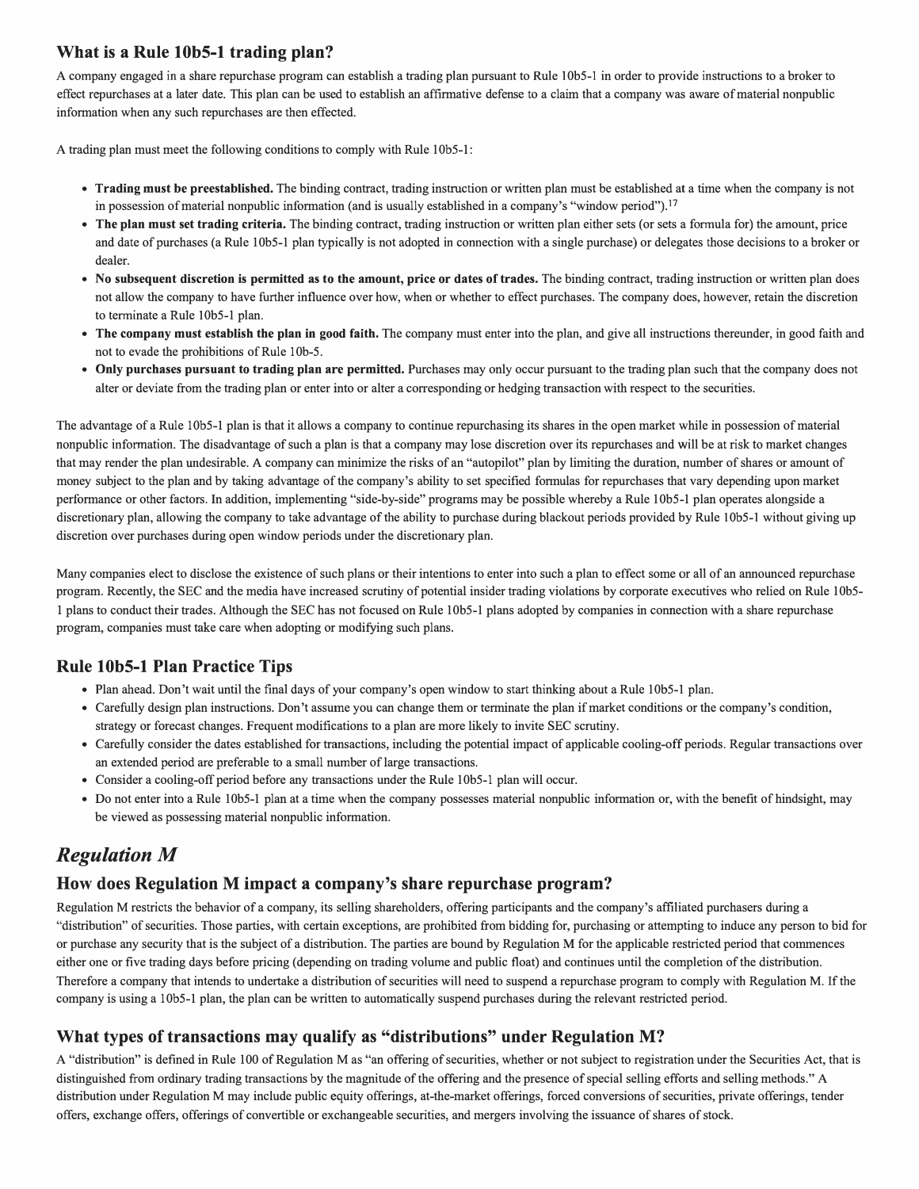### What is a Rule 10b5-1 trading plan?

A company engaged in a share repurchase program can establish a trading plan pursuant to Rule 10b5-1 in order to provide instructions to a broker to effect repurchases at a later date. This plan can be used to establish an affirmative defense to a claim that a company was aware of material nonpublic information when any such repurchases are then effected.

A trading plan must meet the following conditions to comply with Rule 10b5-1:

- **Trading must be preestablished.** The binding contract, trading instruction or written plan must be established at a time when the company is not in possession of material nonpublic information (and is usually established in a company's "window period").[17]
- **The plan must set trading criteria.** The binding contract, trading instruction or written plan either sets (or sets a formula for) the amount, price and date of purchases (a Rule 10b5-1 plan typically is not adopted in connection with a single purchase) or delegates those decisions to a broker or dealer.
- **No subsequent discretion is permitted as to the amount, price or dates of trades.** The binding contract, trading instruction or written plan does not allow the company to have further influence over how, when or whether to effect purchases. The company does, however, retain the discretion to terminate a Rule 10b5-1 plan.
- **The company must establish the plan in good faith.** The company must enter into the plan, and give all instructions thereunder, in good faith and not to evade the prohibitions of Rule 10b-5.
- **Only purchases pursuant to trading plan are permitted.** Purchases may only occur pursuant to the trading plan such that the company does not alter or deviate from the trading plan or enter into or alter a corresponding or hedging transaction with respect to the securities.

The advantage of a Rule 10b5-1 plan is that it allows a company to continue repurchasing its shares in the open market while in possession of material nonpublic information. The disadvantage of such a plan is that a company may lose discretion over its repurchases and will be at risk to market changes that may render the plan undesirable. A company can minimize the risks of an "autopilot" plan by limiting the duration, number of shares or amount of money subject to the plan and by taking advantage of the company's ability to set specified formulas for repurchases that vary depending upon market performance or other factors. In addition, implementing "side-by-side" programs may be possible whereby a Rule 10b5-1 plan operates alongside a discretionary plan, allowing the company to take advantage of the ability to purchase during blackout periods provided by Rule 10b5-1 without giving up discretion over purchases during open window periods under the discretionary plan.

Many companies elect to disclose the existence of such plans or their intentions to enter into such a plan to effect some or all of an announced repurchase program. Recently, the SEC and the media have increased scrutiny of potential insider trading violations by corporate executives who relied on Rule 10b5-1 plans to conduct their trades. Although the SEC has not focused on Rule 10b5-1 plans adopted by companies in connection with a share repurchase program, companies must take care when adopting or modifying such plans.

### Rule 10b5-1 Plan Practice Tips

- Plan ahead. Don't wait until the final days of your company's open window to start thinking about a Rule 10b5-1 plan.
- Carefully design plan instructions. Don't assume you can change them or terminate the plan if market conditions or the company's condition, strategy or forecast changes. Frequent modifications to a plan are more likely to invite SEC scrutiny.
- Carefully consider the dates established for transactions, including the potential impact of applicable cooling-off periods. Regular transactions over an extended period are preferable to a small number of large transactions.
- Consider a cooling-off period before any transactions under the Rule 10b5-1 plan will occur.
- Do not enter into a Rule 10b5-1 plan at a time when the company possesses material nonpublic information or, with the benefit of hindsight, may be viewed as possessing material nonpublic information.

## *Regulation M*

### How does Regulation M impact a company's share repurchase program?

Regulation M restricts the behavior of a company, its selling shareholders, offering participants and the company's affiliated purchasers during a "distribution" of securities. Those parties, with certain exceptions, are prohibited from bidding for, purchasing or attempting to induce any person to bid for or purchase any security that is the subject of a distribution. The parties are bound by Regulation M for the applicable restricted period that commences either one or five trading days before pricing (depending on trading volume and public float) and continues until the completion of the distribution. Therefore a company that intends to undertake a distribution of securities will need to suspend a repurchase program to comply with Regulation M. If the company is using a 10b5-1 plan, the plan can be written to automatically suspend purchases during the relevant restricted period.

### What types of transactions may qualify as "distributions" under Regulation M?

A "distribution" is defined in Rule 100 of Regulation M as "an offering of securities, whether or not subject to registration under the Securities Act, that is distinguished from ordinary trading transactions by the magnitude of the offering and the presence of special selling efforts and selling methods." A distribution under Regulation M may include public equity offerings, at-the-market offerings, forced conversions of securities, private offerings, tender offers, exchange offers, offerings of convertible or exchangeable securities, and mergers involving the issuance of shares of stock.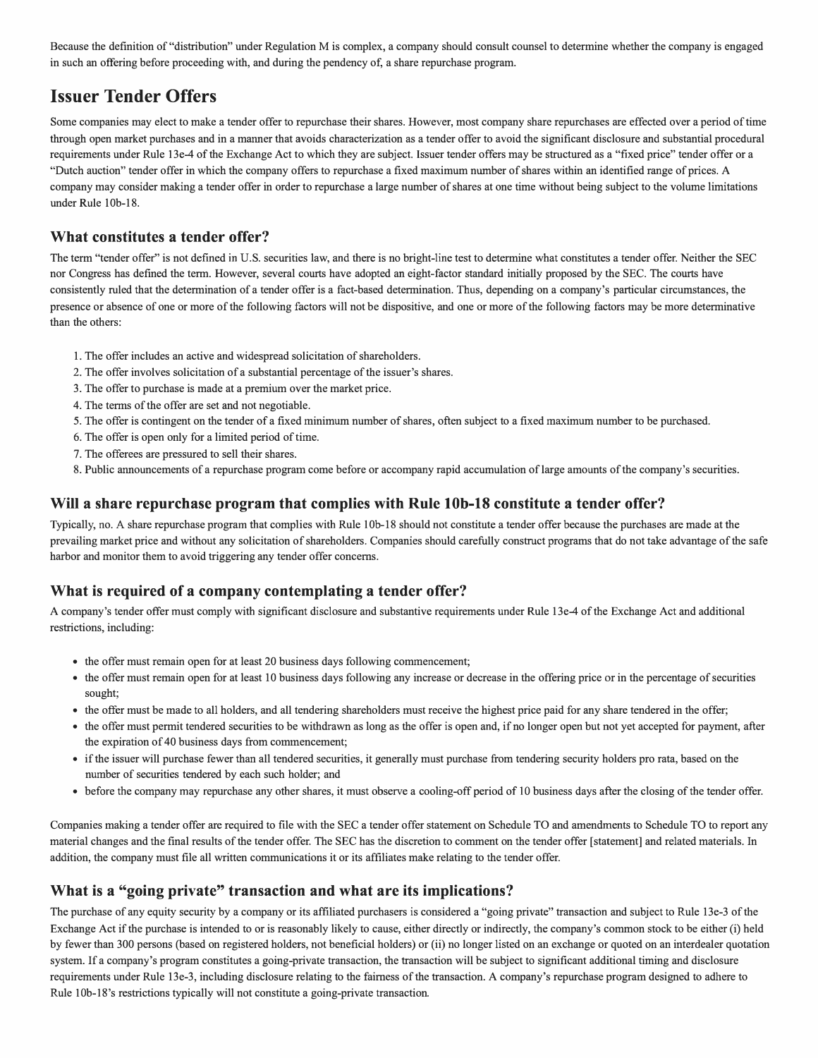Because the definition of "distribution" under Regulation M is complex, a company should consult counsel to determine whether the company is engaged in such an offering before proceeding with, and during the pendency of, a share repurchase program.

## Issuer Tender Offers

Some companies may elect to make a tender offer to repurchase their shares. However, most company share repurchases are effected over a period of time through open market purchases and in a manner that avoids characterization as a tender offer to avoid the significant disclosure and substantial procedural requirements under Rule 13e-4 of the Exchange Act to which they are subject. Issuer tender offers may be structured as a "fixed price" tender offer or a "Dutch auction" tender offer in which the company offers to repurchase a fixed maximum number of shares within an identified range of prices. A company may consider making a tender offer in order to repurchase a large number of shares at one time without being subject to the volume limitations under Rule 10b-18.

### What constitutes a tender offer?

The term "tender offer" is not defined in U.S. securities law, and there is no bright-line test to determine what constitutes a tender offer. Neither the SEC nor Congress has defined the term. However, several courts have adopted an eight-factor standard initially proposed by the SEC. The courts have consistently ruled that the determination of a tender offer is a fact-based determination. Thus, depending on a company's particular circumstances, the presence or absence of one or more of the following factors will not be dispositive, and one or more of the following factors may be more determinative than the others:

1. The offer includes an active and widespread solicitation of shareholders.
2. The offer involves solicitation of a substantial percentage of the issuer's shares.
3. The offer to purchase is made at a premium over the market price.
4. The terms of the offer are set and not negotiable.
5. The offer is contingent on the tender of a fixed minimum number of shares, often subject to a fixed maximum number to be purchased.
6. The offer is open only for a limited period of time.
7. The offerees are pressured to sell their shares.
8. Public announcements of a repurchase program come before or accompany rapid accumulation of large amounts of the company's securities.

### Will a share repurchase program that complies with Rule 10b-18 constitute a tender offer?

Typically, no. A share repurchase program that complies with Rule 10b-18 should not constitute a tender offer because the purchases are made at the prevailing market price and without any solicitation of shareholders. Companies should carefully construct programs that do not take advantage of the safe harbor and monitor them to avoid triggering any tender offer concerns.

### What is required of a company contemplating a tender offer?

A company's tender offer must comply with significant disclosure and substantive requirements under Rule 13e-4 of the Exchange Act and additional restrictions, including:

- the offer must remain open for at least 20 business days following commencement;
- the offer must remain open for at least 10 business days following any increase or decrease in the offering price or in the percentage of securities sought;
- the offer must be made to all holders, and all tendering shareholders must receive the highest price paid for any share tendered in the offer;
- the offer must permit tendered securities to be withdrawn as long as the offer is open and, if no longer open but not yet accepted for payment, after the expiration of 40 business days from commencement;
- if the issuer will purchase fewer than all tendered securities, it generally must purchase from tendering security holders pro rata, based on the number of securities tendered by each such holder; and
- before the company may repurchase any other shares, it must observe a cooling-off period of 10 business days after the closing of the tender offer.

Companies making a tender offer are required to file with the SEC a tender offer statement on Schedule TO and amendments to Schedule TO to report any material changes and the final results of the tender offer. The SEC has the discretion to comment on the tender offer [statement] and related materials. In addition, the company must file all written communications it or its affiliates make relating to the tender offer.

### What is a "going private" transaction and what are its implications?

The purchase of any equity security by a company or its affiliated purchasers is considered a "going private" transaction and subject to Rule 13e-3 of the Exchange Act if the purchase is intended to or is reasonably likely to cause, either directly or indirectly, the company's common stock to be either (i) held by fewer than 300 persons (based on registered holders, not beneficial holders) or (ii) no longer listed on an exchange or quoted on an interdealer quotation system. If a company's program constitutes a going-private transaction, the transaction will be subject to significant additional timing and disclosure requirements under Rule 13e-3, including disclosure relating to the fairness of the transaction. A company's repurchase program designed to adhere to Rule 10b-18's restrictions typically will not constitute a going-private transaction.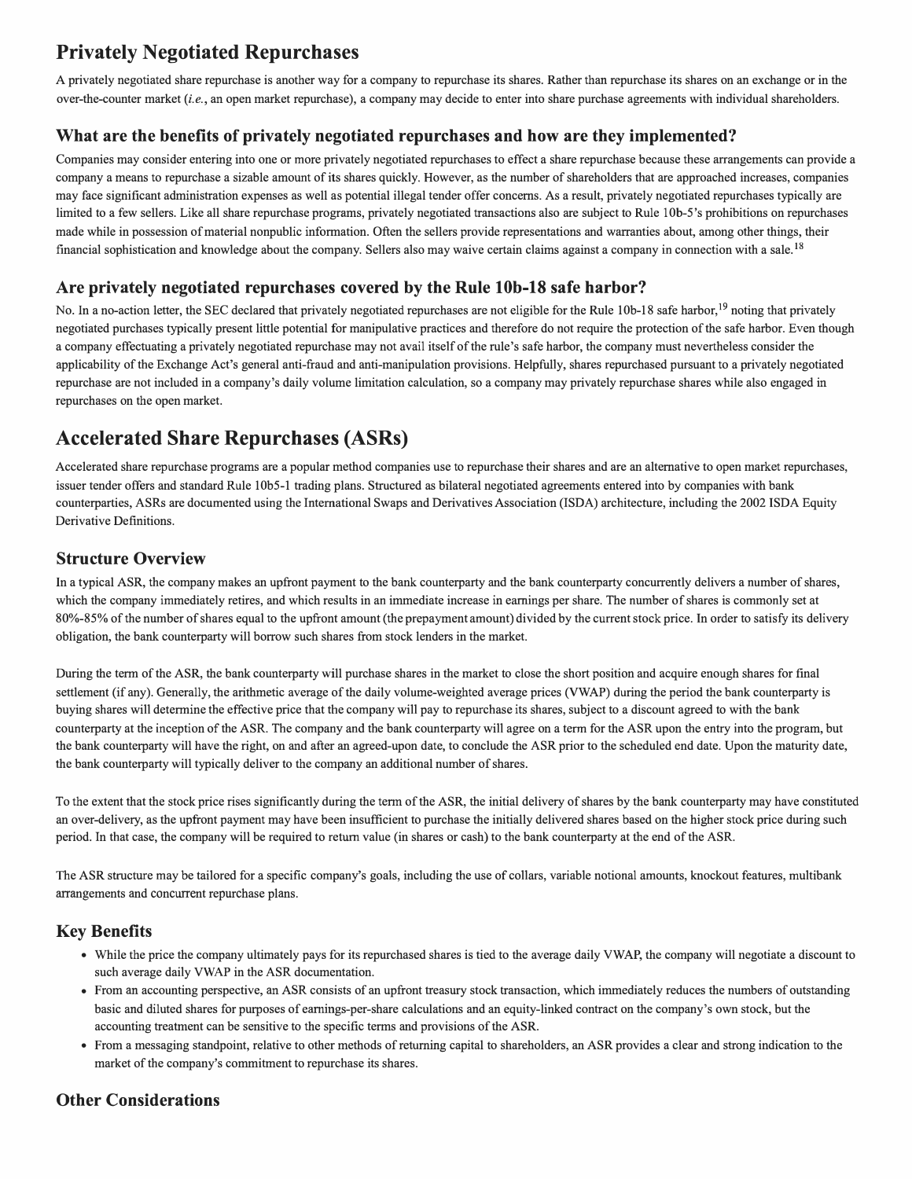# Privately Negotiated Repurchases

A privately negotiated share repurchase is another way for a company to repurchase its shares. Rather than repurchase its shares on an exchange or in the over-the-counter market (*i.e.*, an open market repurchase), a company may decide to enter into share purchase agreements with individual shareholders.

## What are the benefits of privately negotiated repurchases and how are they implemented?

Companies may consider entering into one or more privately negotiated repurchases to effect a share repurchase because these arrangements can provide a company a means to repurchase a sizable amount of its shares quickly. However, as the number of shareholders that are approached increases, companies may face significant administration expenses as well as potential illegal tender offer concerns. As a result, privately negotiated repurchases typically are limited to a few sellers. Like all share repurchase programs, privately negotiated transactions also are subject to Rule 10b-5's prohibitions on repurchases made while in possession of material nonpublic information. Often the sellers provide representations and warranties about, among other things, their financial sophistication and knowledge about the company. Sellers also may waive certain claims against a company in connection with a sale.[18]

## Are privately negotiated repurchases covered by the Rule 10b-18 safe harbor?

No. In a no-action letter, the SEC declared that privately negotiated repurchases are not eligible for the Rule 10b-18 safe harbor,[19] noting that privately negotiated purchases typically present little potential for manipulative practices and therefore do not require the protection of the safe harbor. Even though a company effectuating a privately negotiated repurchase may not avail itself of the rule's safe harbor, the company must nevertheless consider the applicability of the Exchange Act's general anti-fraud and anti-manipulation provisions. Helpfully, shares repurchased pursuant to a privately negotiated repurchase are not included in a company's daily volume limitation calculation, so a company may privately repurchase shares while also engaged in repurchases on the open market.

# Accelerated Share Repurchases (ASRs)

Accelerated share repurchase programs are a popular method companies use to repurchase their shares and are an alternative to open market repurchases, issuer tender offers and standard Rule 10b5-1 trading plans. Structured as bilateral negotiated agreements entered into by companies with bank counterparties, ASRs are documented using the International Swaps and Derivatives Association (ISDA) architecture, including the 2002 ISDA Equity Derivative Definitions.

## Structure Overview

In a typical ASR, the company makes an upfront payment to the bank counterparty and the bank counterparty concurrently delivers a number of shares, which the company immediately retires, and which results in an immediate increase in earnings per share. The number of shares is commonly set at 80%-85% of the number of shares equal to the upfront amount (the prepayment amount) divided by the current stock price. In order to satisfy its delivery obligation, the bank counterparty will borrow such shares from stock lenders in the market.

During the term of the ASR, the bank counterparty will purchase shares in the market to close the short position and acquire enough shares for final settlement (if any). Generally, the arithmetic average of the daily volume-weighted average prices (VWAP) during the period the bank counterparty is buying shares will determine the effective price that the company will pay to repurchase its shares, subject to a discount agreed to with the bank counterparty at the inception of the ASR. The company and the bank counterparty will agree on a term for the ASR upon the entry into the program, but the bank counterparty will have the right, on and after an agreed-upon date, to conclude the ASR prior to the scheduled end date. Upon the maturity date, the bank counterparty will typically deliver to the company an additional number of shares.

To the extent that the stock price rises significantly during the term of the ASR, the initial delivery of shares by the bank counterparty may have constituted an over-delivery, as the upfront payment may have been insufficient to purchase the initially delivered shares based on the higher stock price during such period. In that case, the company will be required to return value (in shares or cash) to the bank counterparty at the end of the ASR.

The ASR structure may be tailored for a specific company's goals, including the use of collars, variable notional amounts, knockout features, multibank arrangements and concurrent repurchase plans.

## Key Benefits

- While the price the company ultimately pays for its repurchased shares is tied to the average daily VWAP, the company will negotiate a discount to such average daily VWAP in the ASR documentation.
- From an accounting perspective, an ASR consists of an upfront treasury stock transaction, which immediately reduces the numbers of outstanding basic and diluted shares for purposes of earnings-per-share calculations and an equity-linked contract on the company's own stock, but the accounting treatment can be sensitive to the specific terms and provisions of the ASR.
- From a messaging standpoint, relative to other methods of returning capital to shareholders, an ASR provides a clear and strong indication to the market of the company's commitment to repurchase its shares.

## Other Considerations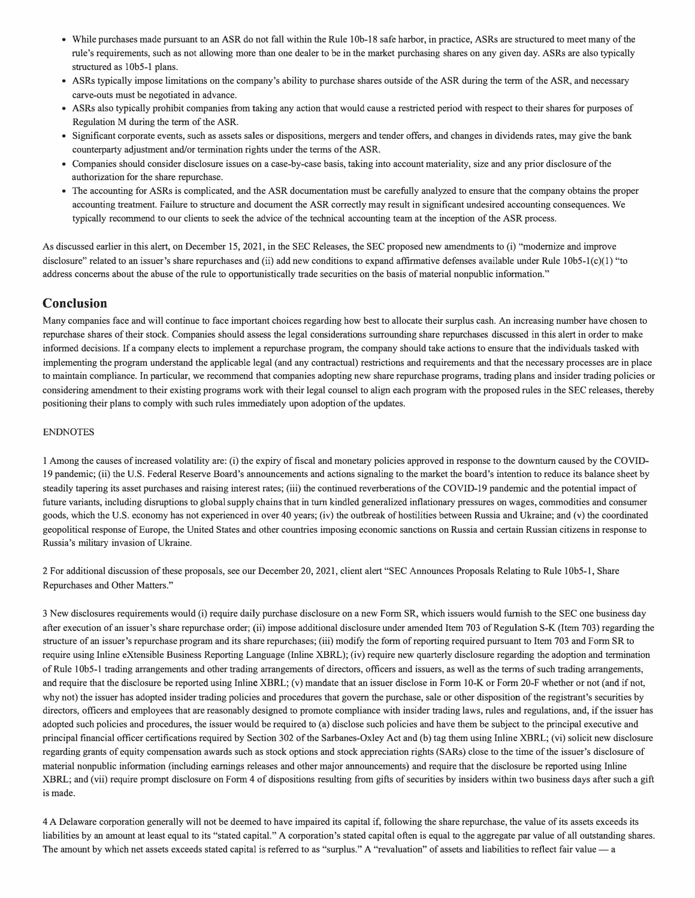- While purchases made pursuant to an ASR do not fall within the Rule 10b-18 safe harbor, in practice, ASRs are structured to meet many of the rule's requirements, such as not allowing more than one dealer to be in the market purchasing shares on any given day. ASRs are also typically structured as 10b5-1 plans.
- ASRs typically impose limitations on the company's ability to purchase shares outside of the ASR during the term of the ASR, and necessary carve-outs must be negotiated in advance.
- ASRs also typically prohibit companies from taking any action that would cause a restricted period with respect to their shares for purposes of Regulation M during the term of the ASR.
- Significant corporate events, such as assets sales or dispositions, mergers and tender offers, and changes in dividends rates, may give the bank counterparty adjustment and/or termination rights under the terms of the ASR.
- Companies should consider disclosure issues on a case-by-case basis, taking into account materiality, size and any prior disclosure of the authorization for the share repurchase.
- The accounting for ASRs is complicated, and the ASR documentation must be carefully analyzed to ensure that the company obtains the proper accounting treatment. Failure to structure and document the ASR correctly may result in significant undesired accounting consequences. We typically recommend to our clients to seek the advice of the technical accounting team at the inception of the ASR process.

As discussed earlier in this alert, on December 15, 2021, in the SEC Releases, the SEC proposed new amendments to (i) "modernize and improve disclosure" related to an issuer's share repurchases and (ii) add new conditions to expand affirmative defenses available under Rule 10b5-1(c)(1) "to address concerns about the abuse of the rule to opportunistically trade securities on the basis of material nonpublic information."

## Conclusion

Many companies face and will continue to face important choices regarding how best to allocate their surplus cash. An increasing number have chosen to repurchase shares of their stock. Companies should assess the legal considerations surrounding share repurchases discussed in this alert in order to make informed decisions. If a company elects to implement a repurchase program, the company should take actions to ensure that the individuals tasked with implementing the program understand the applicable legal (and any contractual) restrictions and requirements and that the necessary processes are in place to maintain compliance. In particular, we recommend that companies adopting new share repurchase programs, trading plans and insider trading policies or considering amendment to their existing programs work with their legal counsel to align each program with the proposed rules in the SEC releases, thereby positioning their plans to comply with such rules immediately upon adoption of the updates.

ENDNOTES

1 Among the causes of increased volatility are: (i) the expiry of fiscal and monetary policies approved in response to the downturn caused by the COVID-19 pandemic; (ii) the U.S. Federal Reserve Board's announcements and actions signaling to the market the board's intention to reduce its balance sheet by steadily tapering its asset purchases and raising interest rates; (iii) the continued reverberations of the COVID-19 pandemic and the potential impact of future variants, including disruptions to global supply chains that in turn kindled generalized inflationary pressures on wages, commodities and consumer goods, which the U.S. economy has not experienced in over 40 years; (iv) the outbreak of hostilities between Russia and Ukraine; and (v) the coordinated geopolitical response of Europe, the United States and other countries imposing economic sanctions on Russia and certain Russian citizens in response to Russia's military invasion of Ukraine.

2 For additional discussion of these proposals, see our December 20, 2021, client alert "SEC Announces Proposals Relating to Rule 10b5-1, Share Repurchases and Other Matters."

3 New disclosures requirements would (i) require daily purchase disclosure on a new Form SR, which issuers would furnish to the SEC one business day after execution of an issuer's share repurchase order; (ii) impose additional disclosure under amended Item 703 of Regulation S-K (Item 703) regarding the structure of an issuer's repurchase program and its share repurchases; (iii) modify the form of reporting required pursuant to Item 703 and Form SR to require using Inline eXtensible Business Reporting Language (Inline XBRL); (iv) require new quarterly disclosure regarding the adoption and termination of Rule 10b5-1 trading arrangements and other trading arrangements of directors, officers and issuers, as well as the terms of such trading arrangements, and require that the disclosure be reported using Inline XBRL; (v) mandate that an issuer disclose in Form 10-K or Form 20-F whether or not (and if not, why not) the issuer has adopted insider trading policies and procedures that govern the purchase, sale or other disposition of the registrant's securities by directors, officers and employees that are reasonably designed to promote compliance with insider trading laws, rules and regulations, and, if the issuer has adopted such policies and procedures, the issuer would be required to (a) disclose such policies and have them be subject to the principal executive and principal financial officer certifications required by Section 302 of the Sarbanes-Oxley Act and (b) tag them using Inline XBRL; (vi) solicit new disclosure regarding grants of equity compensation awards such as stock options and stock appreciation rights (SARs) close to the time of the issuer's disclosure of material nonpublic information (including earnings releases and other major announcements) and require that the disclosure be reported using Inline XBRL; and (vii) require prompt disclosure on Form 4 of dispositions resulting from gifts of securities by insiders within two business days after such a gift is made.

4 A Delaware corporation generally will not be deemed to have impaired its capital if, following the share repurchase, the value of its assets exceeds its liabilities by an amount at least equal to its "stated capital." A corporation's stated capital often is equal to the aggregate par value of all outstanding shares. The amount by which net assets exceeds stated capital is referred to as "surplus." A "revaluation" of assets and liabilities to reflect fair value — a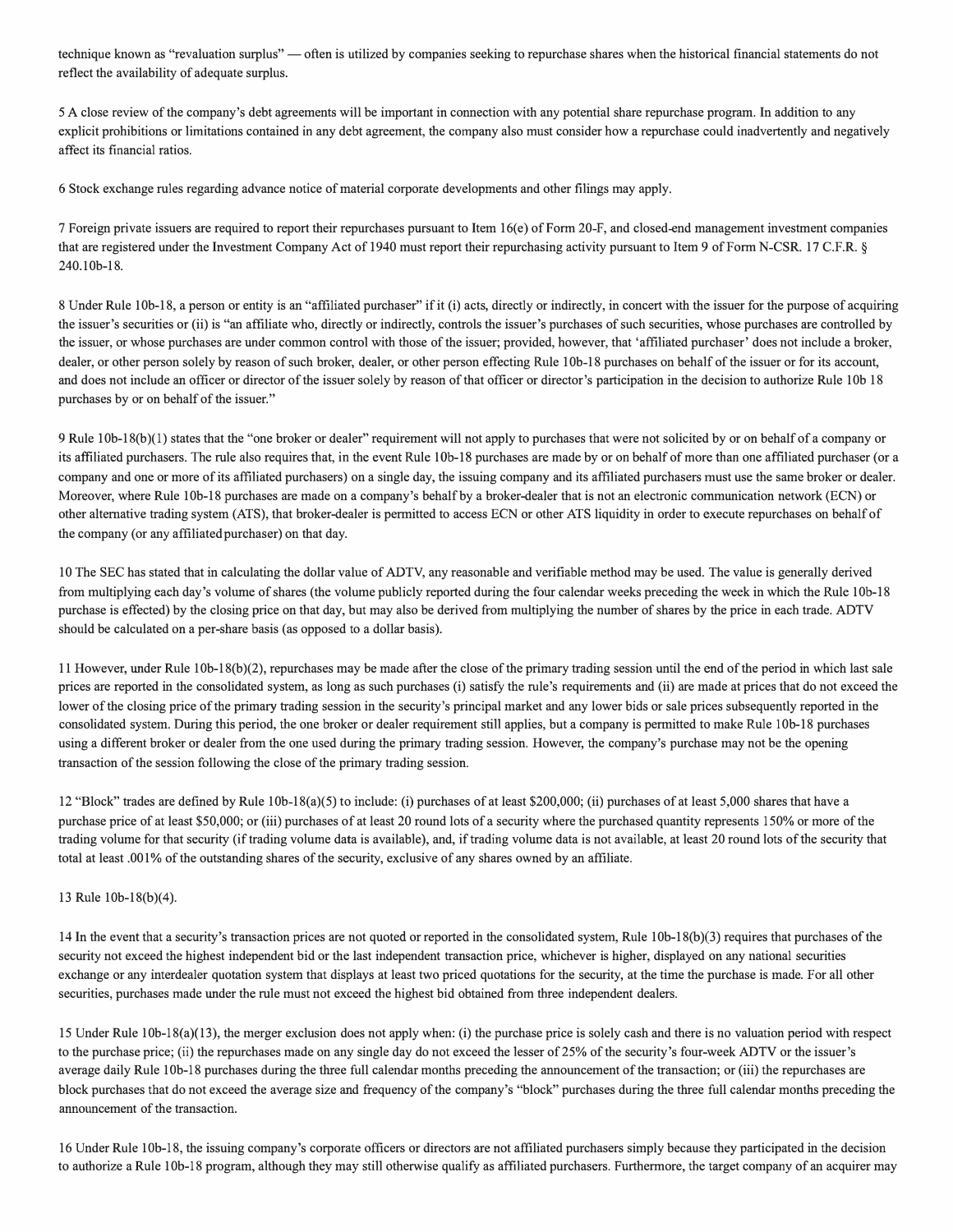technique known as "revaluation surplus" — often is utilized by companies seeking to repurchase shares when the historical financial statements do not reflect the availability of adequate surplus.

5 A close review of the company's debt agreements will be important in connection with any potential share repurchase program. In addition to any explicit prohibitions or limitations contained in any debt agreement, the company also must consider how a repurchase could inadvertently and negatively affect its financial ratios.

6 Stock exchange rules regarding advance notice of material corporate developments and other filings may apply.

7 Foreign private issuers are required to report their repurchases pursuant to Item 16(e) of Form 20-F, and closed-end management investment companies that are registered under the Investment Company Act of 1940 must report their repurchasing activity pursuant to Item 9 of Form N-CSR. 17 C.F.R. § 240.10b-18.

8 Under Rule 10b-18, a person or entity is an "affiliated purchaser" if it (i) acts, directly or indirectly, in concert with the issuer for the purpose of acquiring the issuer's securities or (ii) is "an affiliate who, directly or indirectly, controls the issuer's purchases of such securities, whose purchases are controlled by the issuer, or whose purchases are under common control with those of the issuer; provided, however, that 'affiliated purchaser' does not include a broker, dealer, or other person solely by reason of such broker, dealer, or other person effecting Rule 10b-18 purchases on behalf of the issuer or for its account, and does not include an officer or director of the issuer solely by reason of that officer or director's participation in the decision to authorize Rule 10b 18 purchases by or on behalf of the issuer."

9 Rule 10b-18(b)(1) states that the "one broker or dealer" requirement will not apply to purchases that were not solicited by or on behalf of a company or its affiliated purchasers. The rule also requires that, in the event Rule 10b-18 purchases are made by or on behalf of more than one affiliated purchaser (or a company and one or more of its affiliated purchasers) on a single day, the issuing company and its affiliated purchasers must use the same broker or dealer. Moreover, where Rule 10b-18 purchases are made on a company's behalf by a broker-dealer that is not an electronic communication network (ECN) or other alternative trading system (ATS), that broker-dealer is permitted to access ECN or other ATS liquidity in order to execute repurchases on behalf of the company (or any affiliated purchaser) on that day.

10 The SEC has stated that in calculating the dollar value of ADTV, any reasonable and verifiable method may be used. The value is generally derived from multiplying each day's volume of shares (the volume publicly reported during the four calendar weeks preceding the week in which the Rule 10b-18 purchase is effected) by the closing price on that day, but may also be derived from multiplying the number of shares by the price in each trade. ADTV should be calculated on a per-share basis (as opposed to a dollar basis).

11 However, under Rule 10b-18(b)(2), repurchases may be made after the close of the primary trading session until the end of the period in which last sale prices are reported in the consolidated system, as long as such purchases (i) satisfy the rule's requirements and (ii) are made at prices that do not exceed the lower of the closing price of the primary trading session in the security's principal market and any lower bids or sale prices subsequently reported in the consolidated system. During this period, the one broker or dealer requirement still applies, but a company is permitted to make Rule 10b-18 purchases using a different broker or dealer from the one used during the primary trading session. However, the company's purchase may not be the opening transaction of the session following the close of the primary trading session.

12 "Block" trades are defined by Rule 10b-18(a)(5) to include: (i) purchases of at least $200,000; (ii) purchases of at least 5,000 shares that have a purchase price of at least $50,000; or (iii) purchases of at least 20 round lots of a security where the purchased quantity represents 150% or more of the trading volume for that security (if trading volume data is available), and, if trading volume data is not available, at least 20 round lots of the security that total at least .001% of the outstanding shares of the security, exclusive of any shares owned by an affiliate.

13 Rule 10b-18(b)(4).

14 In the event that a security's transaction prices are not quoted or reported in the consolidated system, Rule 10b-18(b)(3) requires that purchases of the security not exceed the highest independent bid or the last independent transaction price, whichever is higher, displayed on any national securities exchange or any interdealer quotation system that displays at least two priced quotations for the security, at the time the purchase is made. For all other securities, purchases made under the rule must not exceed the highest bid obtained from three independent dealers.

15 Under Rule 10b-18(a)(13), the merger exclusion does not apply when: (i) the purchase price is solely cash and there is no valuation period with respect to the purchase price; (ii) the repurchases made on any single day do not exceed the lesser of 25% of the security's four-week ADTV or the issuer's average daily Rule 10b-18 purchases during the three full calendar months preceding the announcement of the transaction; or (iii) the repurchases are block purchases that do not exceed the average size and frequency of the company's "block" purchases during the three full calendar months preceding the announcement of the transaction.

16 Under Rule 10b-18, the issuing company's corporate officers or directors are not affiliated purchasers simply because they participated in the decision to authorize a Rule 10b-18 program, although they may still otherwise qualify as affiliated purchasers. Furthermore, the target company of an acquirer may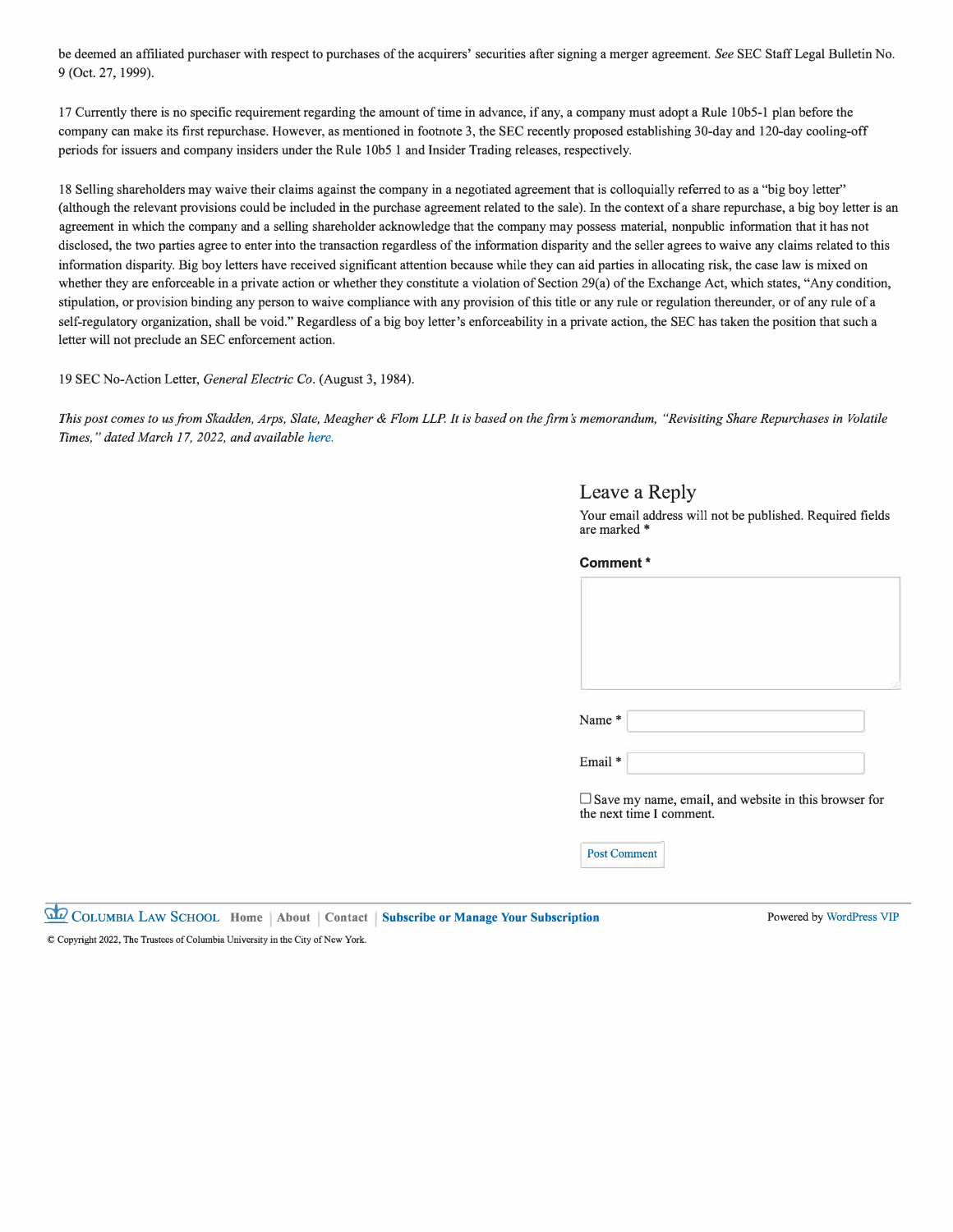be deemed an affiliated purchaser with respect to purchases of the acquirers' securities after signing a merger agreement. *See* SEC Staff Legal Bulletin No. 9 (Oct. 27, 1999).

17 Currently there is no specific requirement regarding the amount of time in advance, if any, a company must adopt a Rule 10b5-1 plan before the company can make its first repurchase. However, as mentioned in footnote 3, the SEC recently proposed establishing 30-day and 120-day cooling-off periods for issuers and company insiders under the Rule 10b5 1 and Insider Trading releases, respectively.

18 Selling shareholders may waive their claims against the company in a negotiated agreement that is colloquially referred to as a "big boy letter" (although the relevant provisions could be included in the purchase agreement related to the sale). In the context of a share repurchase, a big boy letter is an agreement in which the company and a selling shareholder acknowledge that the company may possess material, nonpublic information that it has not disclosed, the two parties agree to enter into the transaction regardless of the information disparity and the seller agrees to waive any claims related to this information disparity. Big boy letters have received significant attention because while they can aid parties in allocating risk, the case law is mixed on whether they are enforceable in a private action or whether they constitute a violation of Section 29(a) of the Exchange Act, which states, "Any condition, stipulation, or provision binding any person to waive compliance with any provision of this title or any rule or regulation thereunder, or of any rule of a self-regulatory organization, shall be void." Regardless of a big boy letter's enforceability in a private action, the SEC has taken the position that such a letter will not preclude an SEC enforcement action.

19 SEC No-Action Letter, *General Electric Co*. (August 3, 1984).

*This post comes to us from Skadden, Arps, Slate, Meagher & Flom LLP. It is based on the firm's memorandum, "Revisiting Share Repurchases in Volatile Times," dated March 17, 2022, and available here.*

## Leave a Reply

Your email address will not be published. Required fields are marked *

**Comment ***

Name *

Email *

Save my name, email, and website in this browser for the next time I comment.

Post Comment

Columbia Law School | Home | About | Contact | Subscribe or Manage Your Subscription

Powered by WordPress VIP

© Copyright 2022, The Trustees of Columbia University in the City of New York.